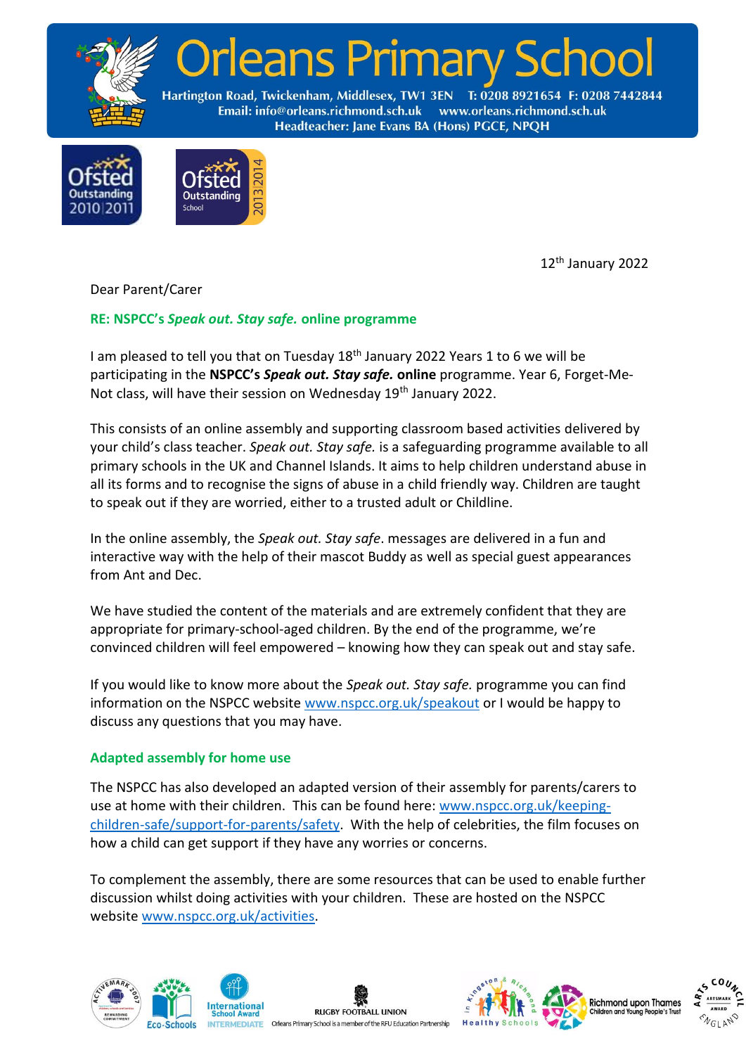# Orleans Primary School

Hartington Road, Twickenham, Middlesex, TW1 3EN T: 0208 8921654 F: 0208 7442844
Email: info@orleans.richmond.sch.uk www.orleans.richmond.sch.uk
Headteacher: Jane Evans BA (Hons) PGCE, NPQH

Ofsted Outstanding 2010|2011

Ofsted Outstanding School 2013|2014

12th January 2022

Dear Parent/Carer

**RE: NSPCC's *Speak out. Stay safe.* online programme**

I am pleased to tell you that on Tuesday 18th January 2022 Years 1 to 6 we will be participating in the **NSPCC's *Speak out. Stay safe.* online** programme. Year 6, Forget-Me-Not class, will have their session on Wednesday 19th January 2022.

This consists of an online assembly and supporting classroom based activities delivered by your child's class teacher. *Speak out. Stay safe.* is a safeguarding programme available to all primary schools in the UK and Channel Islands. It aims to help children understand abuse in all its forms and to recognise the signs of abuse in a child friendly way. Children are taught to speak out if they are worried, either to a trusted adult or Childline.

In the online assembly, the *Speak out. Stay safe*. messages are delivered in a fun and interactive way with the help of their mascot Buddy as well as special guest appearances from Ant and Dec.

We have studied the content of the materials and are extremely confident that they are appropriate for primary-school-aged children. By the end of the programme, we're convinced children will feel empowered – knowing how they can speak out and stay safe.

If you would like to know more about the *Speak out. Stay safe.* programme you can find information on the NSPCC website www.nspcc.org.uk/speakout or I would be happy to discuss any questions that you may have.

**Adapted assembly for home use**

The NSPCC has also developed an adapted version of their assembly for parents/carers to use at home with their children. This can be found here: www.nspcc.org.uk/keeping-children-safe/support-for-parents/safety. With the help of celebrities, the film focuses on how a child can get support if they have any worries or concerns.

To complement the assembly, there are some resources that can be used to enable further discussion whilst doing activities with your children. These are hosted on the NSPCC website www.nspcc.org.uk/activities.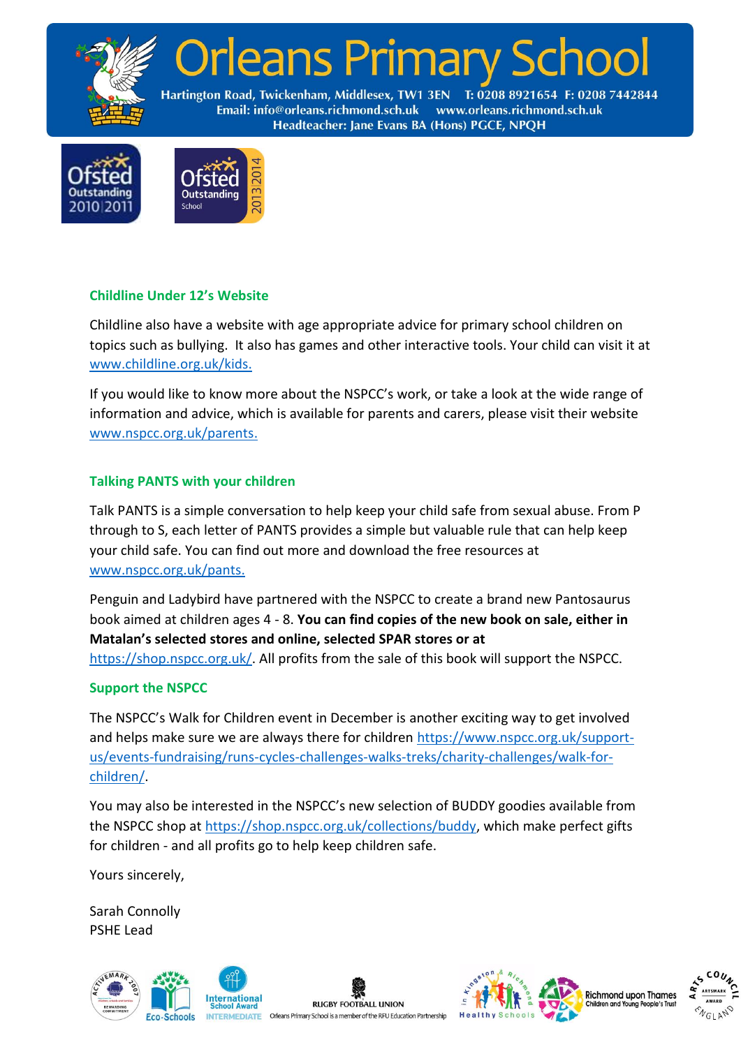# Orleans Primary School

Hartington Road, Twickenham, Middlesex, TW1 3EN T: 0208 8921654 F: 0208 7442844
Email: info@orleans.richmond.sch.uk www.orleans.richmond.sch.uk
Headteacher: Jane Evans BA (Hons) PGCE, NPQH

### Childline Under 12's Website

Childline also have a website with age appropriate advice for primary school children on topics such as bullying. It also has games and other interactive tools. Your child can visit it at www.childline.org.uk/kids.

If you would like to know more about the NSPCC's work, or take a look at the wide range of information and advice, which is available for parents and carers, please visit their website www.nspcc.org.uk/parents.

### Talking PANTS with your children

Talk PANTS is a simple conversation to help keep your child safe from sexual abuse. From P through to S, each letter of PANTS provides a simple but valuable rule that can help keep your child safe. You can find out more and download the free resources at www.nspcc.org.uk/pants.

Penguin and Ladybird have partnered with the NSPCC to create a brand new Pantosaurus book aimed at children ages 4 - 8. **You can find copies of the new book on sale, either in Matalan's selected stores and online, selected SPAR stores or at** https://shop.nspcc.org.uk/. All profits from the sale of this book will support the NSPCC.

### Support the NSPCC

The NSPCC's Walk for Children event in December is another exciting way to get involved and helps make sure we are always there for children https://www.nspcc.org.uk/support-us/events-fundraising/runs-cycles-challenges-walks-treks/charity-challenges/walk-for-children/.

You may also be interested in the NSPCC's new selection of BUDDY goodies available from the NSPCC shop at https://shop.nspcc.org.uk/collections/buddy, which make perfect gifts for children - and all profits go to help keep children safe.

Yours sincerely,

Sarah Connolly
PSHE Lead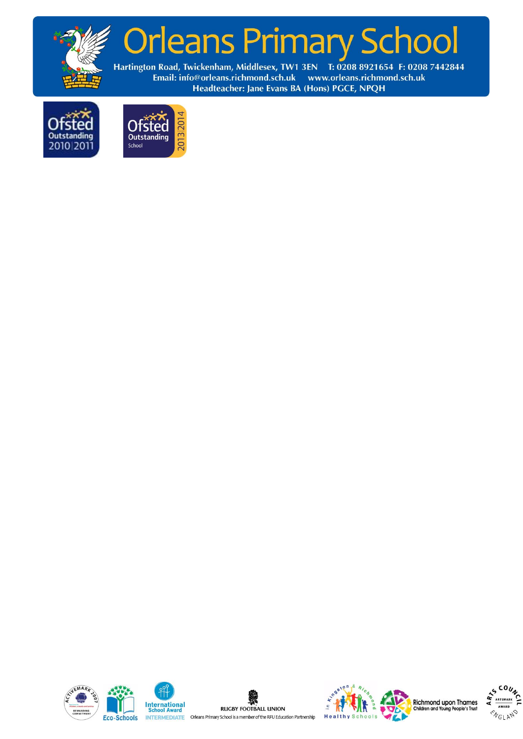# Orleans Primary School

Hartington Road, Twickenham, Middlesex, TW1 3EN T: 0208 8921654 F: 0208 7442844
Email: info@orleans.richmond.sch.uk www.orleans.richmond.sch.uk
Headteacher: Jane Evans BA (Hons) PGCE, NPQH

Ofsted Outstanding 2010|2011

Ofsted Outstanding School 2013|2014

Eco-Schools

International School Award INTERMEDIATE

RUGBY FOOTBALL UNION
Orleans Primary School is a member of the RFU Education Partnership

Healthy Schools in Kingston & Richmond

Richmond upon Thames Children and Young People's Trust